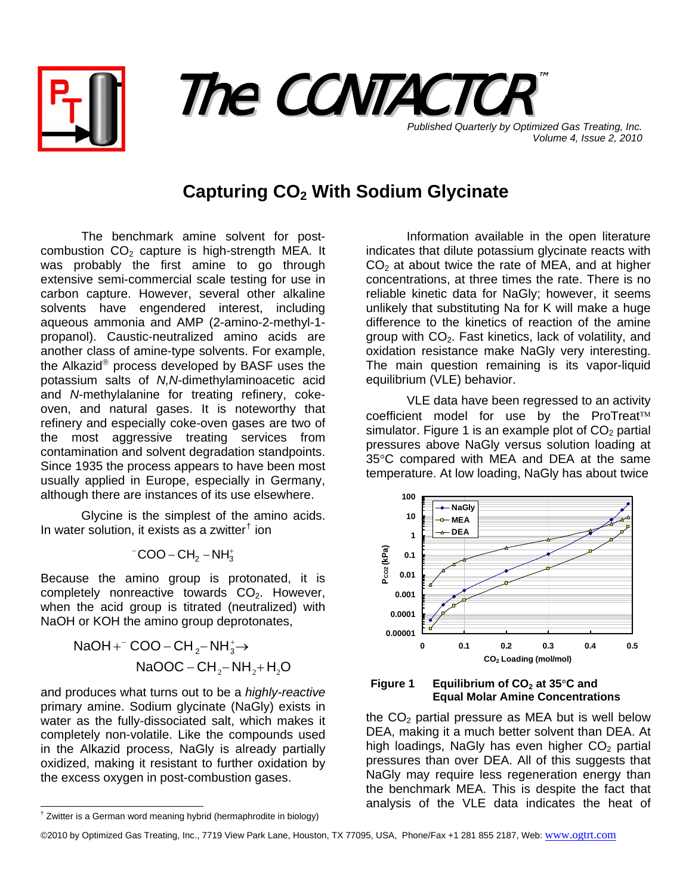# The CONTACTOR™

*Published Quarterly by Optimized Gas Treating, Inc.*
*Volume 4, Issue 2, 2010*

## Capturing $CO_2$ With Sodium Glycinate

The benchmark amine solvent for post-combustion $CO_2$ capture is high-strength MEA. It was probably the first amine to go through extensive semi-commercial scale testing for use in carbon capture. However, several other alkaline solvents have engendered interest, including aqueous ammonia and AMP (2-amino-2-methyl-1-propanol). Caustic-neutralized amino acids are another class of amine-type solvents. For example, the Alkazid® process developed by BASF uses the potassium salts of *N,N*-dimethylaminoacetic acid and *N*-methylalanine for treating refinery, coke-oven, and natural gases. It is noteworthy that refinery and especially coke-oven gases are two of the most aggressive treating services from contamination and solvent degradation standpoints. Since 1935 the process appears to have been most usually applied in Europe, especially in Germany, although there are instances of its use elsewhere.

Glycine is the simplest of the amino acids. In water solution, it exists as a zwitter† ion

$$^{-}COO-CH_2-NH_3^{+}$$

Because the amino group is protonated, it is completely nonreactive towards $CO_2$. However, when the acid group is titrated (neutralized) with NaOH or KOH the amino group deprotonates,

$$NaOH + ^{-}COO-CH_2-NH_3^{+} \rightarrow NaOOC-CH_2-NH_2 + H_2O$$

and produces what turns out to be a *highly-reactive* primary amine. Sodium glycinate (NaGly) exists in water as the fully-dissociated salt, which makes it completely non-volatile. Like the compounds used in the Alkazid process, NaGly is already partially oxidized, making it resistant to further oxidation by the excess oxygen in post-combustion gases.

Information available in the open literature indicates that dilute potassium glycinate reacts with $CO_2$ at about twice the rate of MEA, and at higher concentrations, at three times the rate. There is no reliable kinetic data for NaGly; however, it seems unlikely that substituting Na for K will make a huge difference to the kinetics of reaction of the amine group with $CO_2$. Fast kinetics, lack of volatility, and oxidation resistance make NaGly very interesting. The main question remaining is its vapor-liquid equilibrium (VLE) behavior.

VLE data have been regressed to an activity coefficient model for use by the ProTreat™ simulator. Figure 1 is an example plot of $CO_2$ partial pressures above NaGly versus solution loading at 35°C compared with MEA and DEA at the same temperature. At low loading, NaGly has about twice

**Figure 1 Equilibrium of $CO_2$ at 35°C and Equal Molar Amine Concentrations**

the $CO_2$ partial pressure as MEA but is well below DEA, making it a much better solvent than DEA. At high loadings, NaGly has even higher $CO_2$ partial pressures than over DEA. All of this suggests that NaGly may require less regeneration energy than the benchmark MEA. This is despite the fact that analysis of the VLE data indicates the heat of

† Zwitter is a German word meaning hybrid (hermaphrodite in biology)

©2010 by Optimized Gas Treating, Inc., 7719 View Park Lane, Houston, TX 77095, USA, Phone/Fax +1 281 855 2187, Web: www.ogtrt.com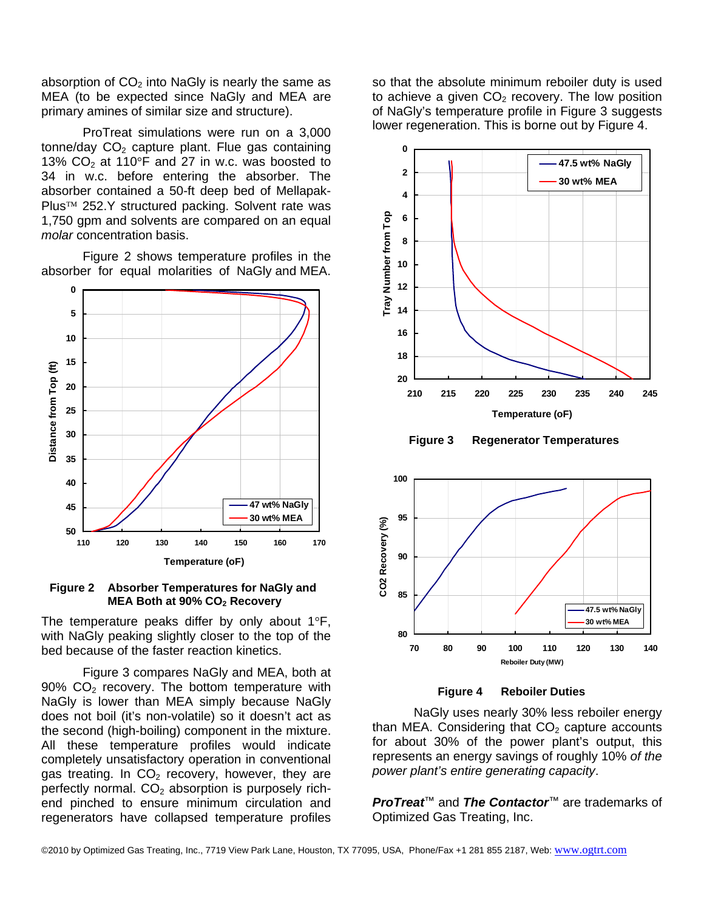absorption of $CO_2$ into NaGly is nearly the same as MEA (to be expected since NaGly and MEA are primary amines of similar size and structure).

ProTreat simulations were run on a 3,000 tonne/day $CO_2$ capture plant. Flue gas containing 13% $CO_2$ at 110°F and 27 in w.c. was boosted to 34 in w.c. before entering the absorber. The absorber contained a 50-ft deep bed of Mellapak-Plus™ 252.Y structured packing. Solvent rate was 1,750 gpm and solvents are compared on an equal *molar* concentration basis.

Figure 2 shows temperature profiles in the absorber for equal molarities of NaGly and MEA.

Distance from Top (ft)
0
5
10
15
20
25
30
35
40
45
50
110
120
130
140
150
160
170
Temperature (oF)
47 wt% NaGly
30 wt% MEA

**Figure 2 Absorber Temperatures for NaGly and MEA Both at 90% $CO_2$ Recovery**

The temperature peaks differ by only about 1°F, with NaGly peaking slightly closer to the top of the bed because of the faster reaction kinetics.

Figure 3 compares NaGly and MEA, both at 90% $CO_2$ recovery. The bottom temperature with NaGly is lower than MEA simply because NaGly does not boil (it's non-volatile) so it doesn't act as the second (high-boiling) component in the mixture. All these temperature profiles would indicate completely unsatisfactory operation in conventional gas treating. In $CO_2$ recovery, however, they are perfectly normal. $CO_2$ absorption is purposely rich-end pinched to ensure minimum circulation and regenerators have collapsed temperature profiles so that the absolute minimum reboiler duty is used to achieve a given $CO_2$ recovery. The low position of NaGly's temperature profile in Figure 3 suggests lower regeneration. This is borne out by Figure 4.

Tray Number from Top
0
2
4
6
8
10
12
14
16
18
20
210
215
220
225
230
235
240
245
Temperature (oF)
47.5 wt% NaGly
30 wt% MEA

**Figure 3 Regenerator Temperatures**

CO2 Recovery (%)
80
85
90
95
100
70
80
90
100
110
120
130
140
Reboiler Duty (MW)
47.5 wt% NaGly
30 wt% MEA

**Figure 4 Reboiler Duties**

NaGly uses nearly 30% less reboiler energy than MEA. Considering that $CO_2$ capture accounts for about 30% of the power plant's output, this represents an energy savings of roughly 10% *of the power plant's entire generating capacity*.

***ProTreat***™ and ***The Contactor***™ are trademarks of Optimized Gas Treating, Inc.

©2010 by Optimized Gas Treating, Inc., 7719 View Park Lane, Houston, TX 77095, USA, Phone/Fax +1 281 855 2187, Web: www.ogtrt.com